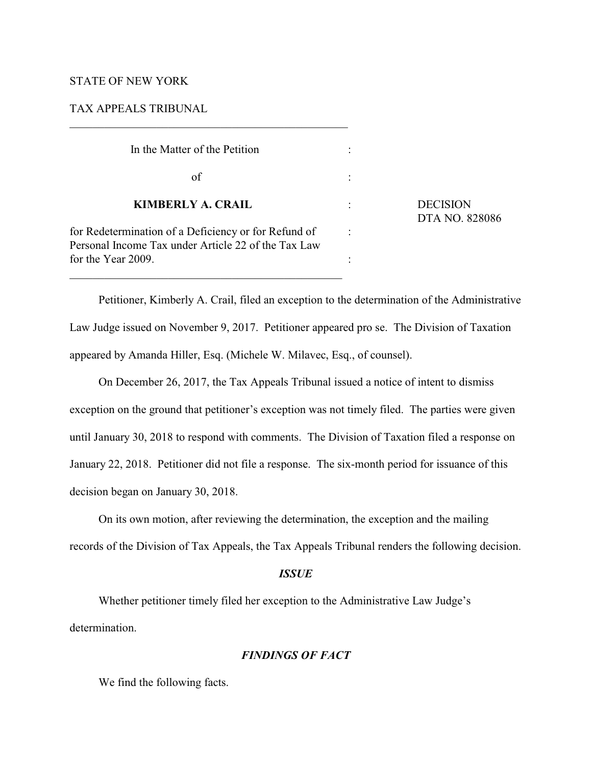STATE OF NEW YORK

TAX APPEALS TRIBUNAL

---

| In the Matter of the Petition | : | |
|---|---|---|
| of | : | |
| **KIMBERLY A. CRAIL** | : | DECISION DTA NO. 828086 |
| for Redetermination of a Deficiency or for Refund of Personal Income Tax under Article 22 of the Tax Law for the Year 2009. | : | |

---

Petitioner, Kimberly A. Crail, filed an exception to the determination of the Administrative Law Judge issued on November 9, 2017. Petitioner appeared pro se. The Division of Taxation appeared by Amanda Hiller, Esq. (Michele W. Milavec, Esq., of counsel).

On December 26, 2017, the Tax Appeals Tribunal issued a notice of intent to dismiss exception on the ground that petitioner's exception was not timely filed. The parties were given until January 30, 2018 to respond with comments. The Division of Taxation filed a response on January 22, 2018. Petitioner did not file a response. The six-month period for issuance of this decision began on January 30, 2018.

On its own motion, after reviewing the determination, the exception and the mailing records of the Division of Tax Appeals, the Tax Appeals Tribunal renders the following decision.

### *ISSUE*

Whether petitioner timely filed her exception to the Administrative Law Judge's determination.

### *FINDINGS OF FACT*

We find the following facts.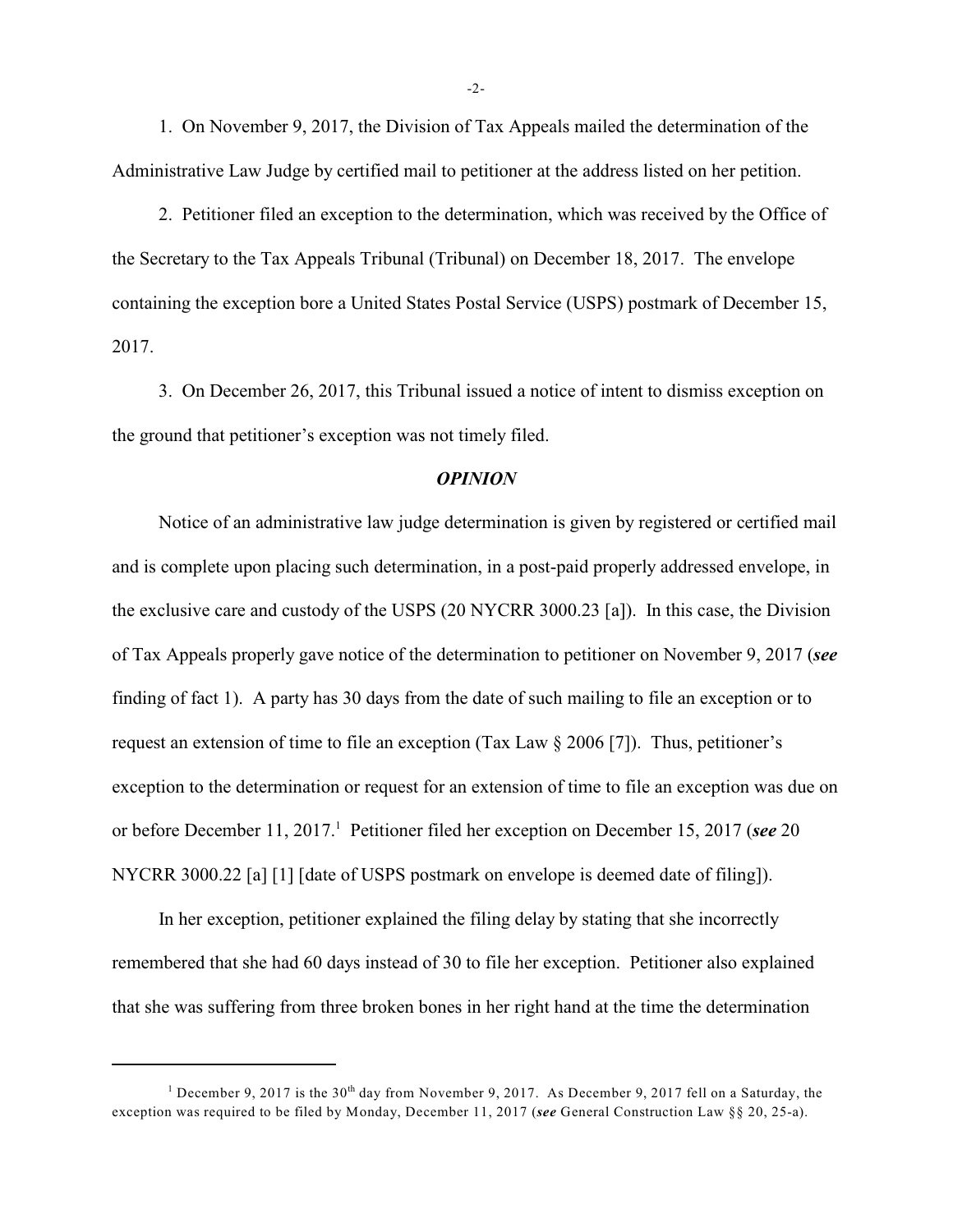1. On November 9, 2017, the Division of Tax Appeals mailed the determination of the Administrative Law Judge by certified mail to petitioner at the address listed on her petition.

2. Petitioner filed an exception to the determination, which was received by the Office of the Secretary to the Tax Appeals Tribunal (Tribunal) on December 18, 2017. The envelope containing the exception bore a United States Postal Service (USPS) postmark of December 15, 2017.

3. On December 26, 2017, this Tribunal issued a notice of intent to dismiss exception on the ground that petitioner's exception was not timely filed.

### *OPINION*

Notice of an administrative law judge determination is given by registered or certified mail and is complete upon placing such determination, in a post-paid properly addressed envelope, in the exclusive care and custody of the USPS (20 NYCRR 3000.23 [a]). In this case, the Division of Tax Appeals properly gave notice of the determination to petitioner on November 9, 2017 (***see*** finding of fact 1). A party has 30 days from the date of such mailing to file an exception or to request an extension of time to file an exception (Tax Law § 2006 [7]). Thus, petitioner's exception to the determination or request for an extension of time to file an exception was due on or before December 11, 2017.[1] Petitioner filed her exception on December 15, 2017 (***see*** 20 NYCRR 3000.22 [a] [1] [date of USPS postmark on envelope is deemed date of filing]).

In her exception, petitioner explained the filing delay by stating that she incorrectly remembered that she had 60 days instead of 30 to file her exception. Petitioner also explained that she was suffering from three broken bones in her right hand at the time the determination

---

[1] December 9, 2017 is the 30th day from November 9, 2017. As December 9, 2017 fell on a Saturday, the exception was required to be filed by Monday, December 11, 2017 (***see*** General Construction Law §§ 20, 25-a).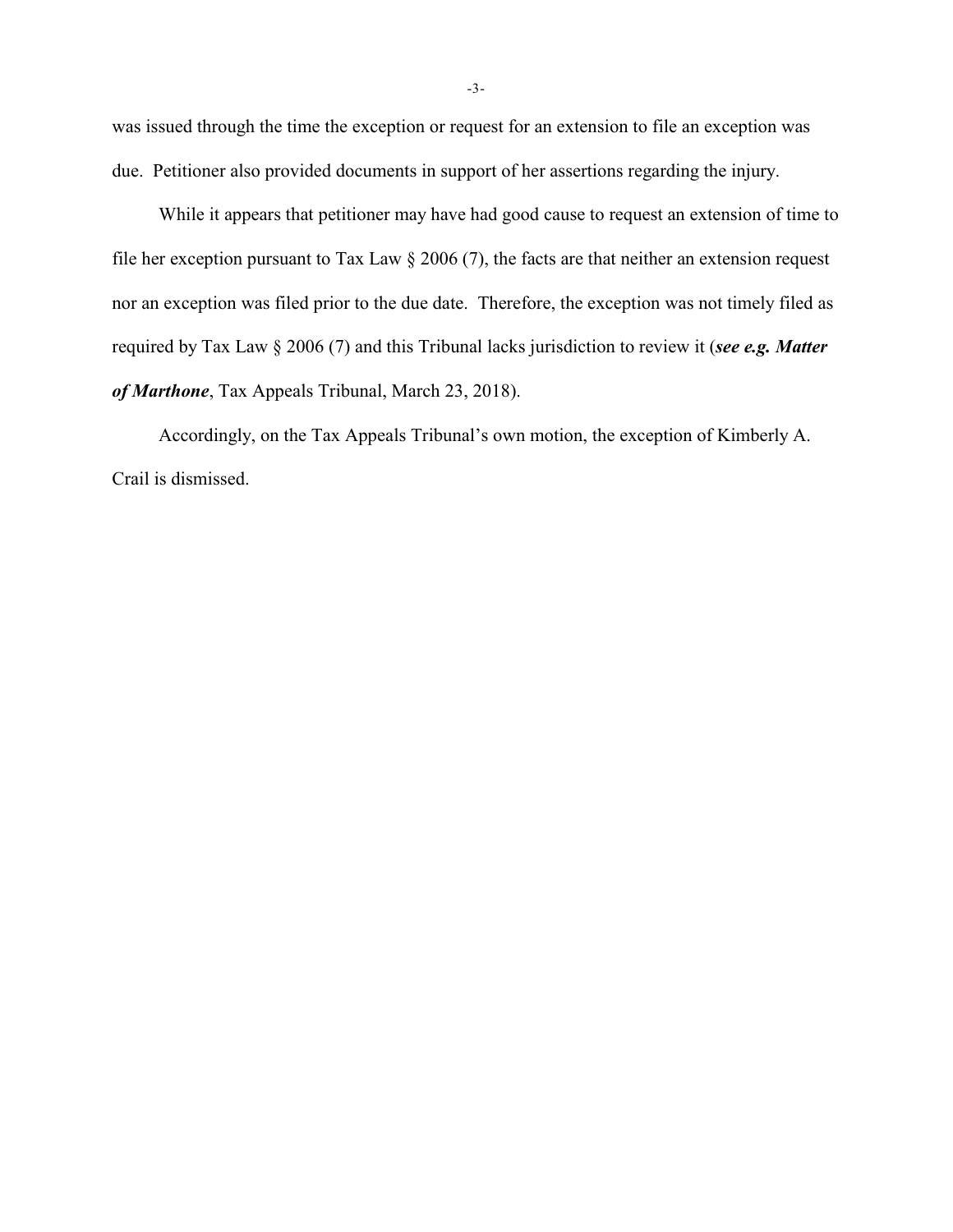was issued through the time the exception or request for an extension to file an exception was due. Petitioner also provided documents in support of her assertions regarding the injury.

While it appears that petitioner may have had good cause to request an extension of time to file her exception pursuant to Tax Law § 2006 (7), the facts are that neither an extension request nor an exception was filed prior to the due date. Therefore, the exception was not timely filed as required by Tax Law § 2006 (7) and this Tribunal lacks jurisdiction to review it (***see e.g. Matter of Marthone***, Tax Appeals Tribunal, March 23, 2018).

Accordingly, on the Tax Appeals Tribunal's own motion, the exception of Kimberly A. Crail is dismissed.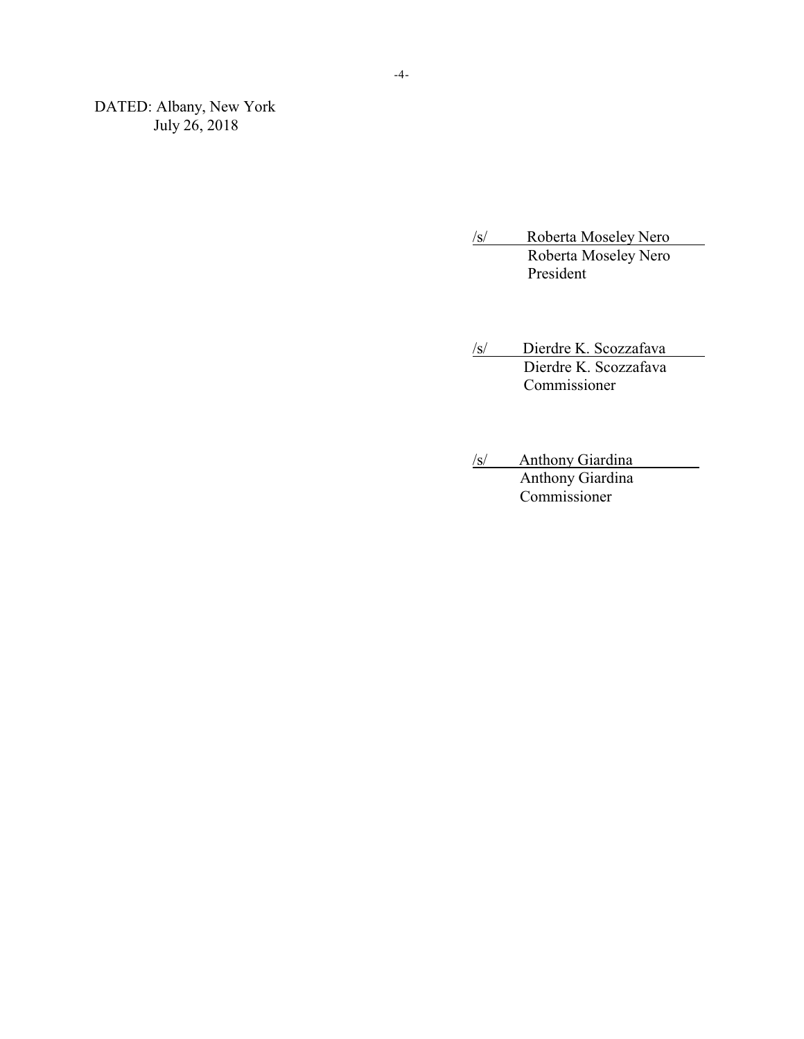DATED: Albany, New York
July 26, 2018

/s/ Roberta Moseley Nero
Roberta Moseley Nero
President

/s/ Dierdre K. Scozzafava
Dierdre K. Scozzafava
Commissioner

/s/ Anthony Giardina
Anthony Giardina
Commissioner